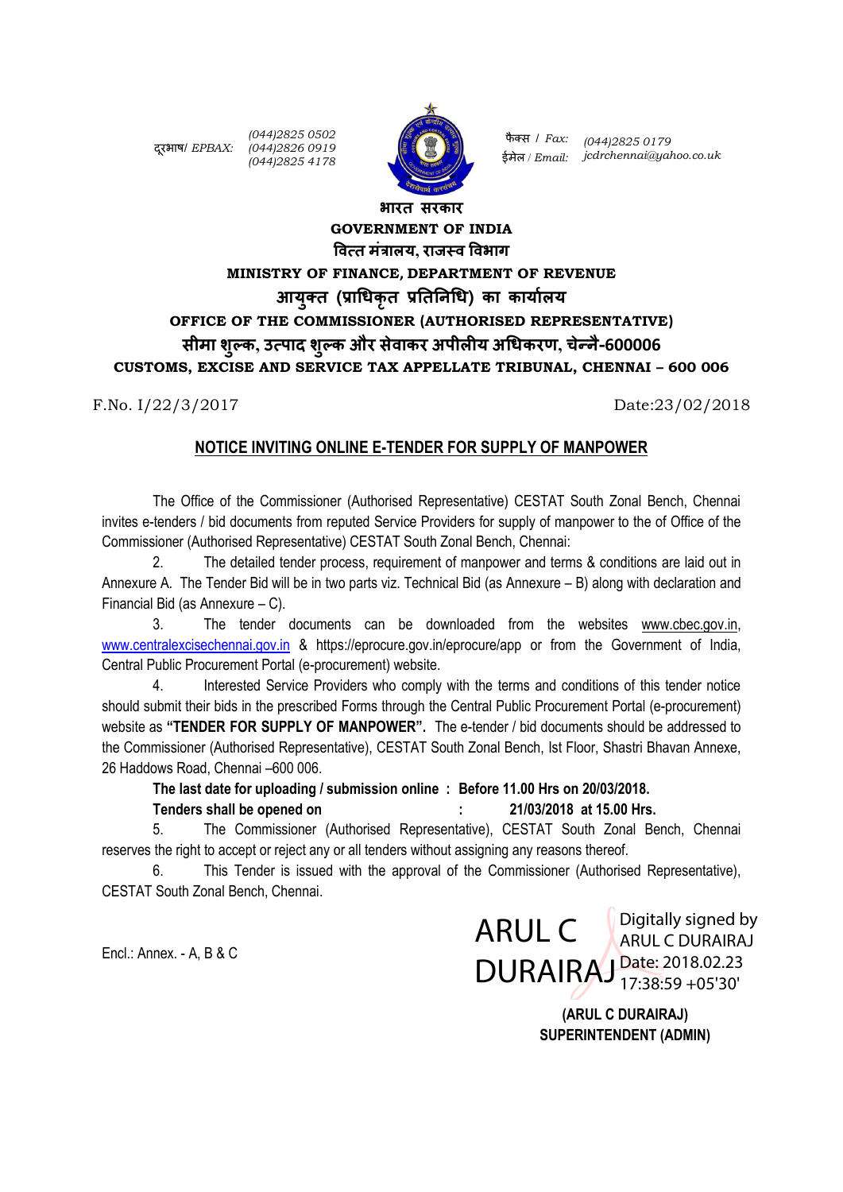दूरभाष/ *EPBAX:* *(044)2825 0502*
*(044)2826 0919*
*(044)2825 4178*

फैक्स / *Fax:* *(044)2825 0179*
ईमेल / *Email:* *jcdrchennai@yahoo.co.uk*

**भारत सरकार**
**GOVERNMENT OF INDIA**
**वित्त मंत्रालय, राजस्व विभाग**
**MINISTRY OF FINANCE, DEPARTMENT OF REVENUE**
**आयुक्त (प्राधिकृत प्रतिनिधि) का कार्यालय**
**OFFICE OF THE COMMISSIONER (AUTHORISED REPRESENTATIVE)**
**सीमा शुल्क, उत्पाद शुल्क और सेवाकर अपीलीय अधिकरण, चेन्नै-600006**
**CUSTOMS, EXCISE AND SERVICE TAX APPELLATE TRIBUNAL, CHENNAI – 600 006**

F.No. I/22/3/2017 Date:23/02/2018

## NOTICE INVITING ONLINE E-TENDER FOR SUPPLY OF MANPOWER

The Office of the Commissioner (Authorised Representative) CESTAT South Zonal Bench, Chennai invites e-tenders / bid documents from reputed Service Providers for supply of manpower to the of Office of the Commissioner (Authorised Representative) CESTAT South Zonal Bench, Chennai:

2. The detailed tender process, requirement of manpower and terms & conditions are laid out in Annexure A. The Tender Bid will be in two parts viz. Technical Bid (as Annexure – B) along with declaration and Financial Bid (as Annexure – C).

3. The tender documents can be downloaded from the websites www.cbec.gov.in, www.centralexcisechennai.gov.in & https://eprocure.gov.in/eprocure/app or from the Government of India, Central Public Procurement Portal (e-procurement) website.

4. Interested Service Providers who comply with the terms and conditions of this tender notice should submit their bids in the prescribed Forms through the Central Public Procurement Portal (e-procurement) website as **"TENDER FOR SUPPLY OF MANPOWER".** The e-tender / bid documents should be addressed to the Commissioner (Authorised Representative), CESTAT South Zonal Bench, Ist Floor, Shastri Bhavan Annexe, 26 Haddows Road, Chennai –600 006.

**The last date for uploading / submission online : Before 11.00 Hrs on 20/03/2018.**
**Tenders shall be opened on : 21/03/2018 at 15.00 Hrs.**

5. The Commissioner (Authorised Representative), CESTAT South Zonal Bench, Chennai reserves the right to accept or reject any or all tenders without assigning any reasons thereof.

6. This Tender is issued with the approval of the Commissioner (Authorised Representative), CESTAT South Zonal Bench, Chennai.

Encl.: Annex. - A, B & C

ARUL C DURAIRAJ — Digitally signed by ARUL C DURAIRAJ Date: 2018.02.23 17:38:59 +05'30'

**(ARUL C DURAIRAJ)**
**SUPERINTENDENT (ADMIN)**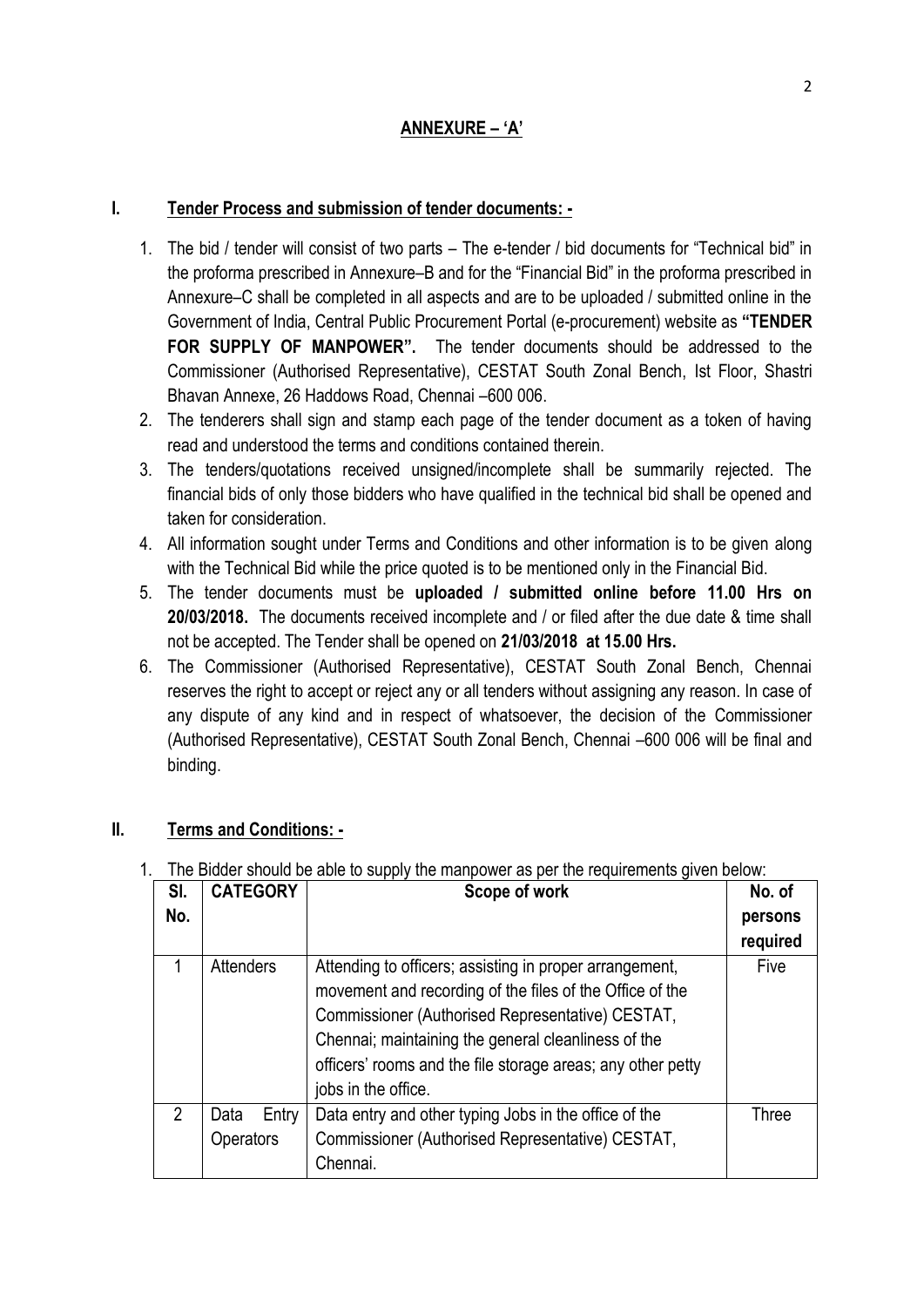## ANNEXURE – 'A'

### I. Tender Process and submission of tender documents: -

1. The bid / tender will consist of two parts – The e-tender / bid documents for "Technical bid" in the proforma prescribed in Annexure–B and for the "Financial Bid" in the proforma prescribed in Annexure–C shall be completed in all aspects and are to be uploaded / submitted online in the Government of India, Central Public Procurement Portal (e-procurement) website as **"TENDER FOR SUPPLY OF MANPOWER".** The tender documents should be addressed to the Commissioner (Authorised Representative), CESTAT South Zonal Bench, Ist Floor, Shastri Bhavan Annexe, 26 Haddows Road, Chennai –600 006.
2. The tenderers shall sign and stamp each page of the tender document as a token of having read and understood the terms and conditions contained therein.
3. The tenders/quotations received unsigned/incomplete shall be summarily rejected. The financial bids of only those bidders who have qualified in the technical bid shall be opened and taken for consideration.
4. All information sought under Terms and Conditions and other information is to be given along with the Technical Bid while the price quoted is to be mentioned only in the Financial Bid.
5. The tender documents must be **uploaded / submitted online before 11.00 Hrs on 20/03/2018.** The documents received incomplete and / or filed after the due date & time shall not be accepted. The Tender shall be opened on **21/03/2018 at 15.00 Hrs.**
6. The Commissioner (Authorised Representative), CESTAT South Zonal Bench, Chennai reserves the right to accept or reject any or all tenders without assigning any reason. In case of any dispute of any kind and in respect of whatsoever, the decision of the Commissioner (Authorised Representative), CESTAT South Zonal Bench, Chennai –600 006 will be final and binding.

### II. Terms and Conditions: -

1. The Bidder should be able to supply the manpower as per the requirements given below:

| Sl. No. | CATEGORY | Scope of work | No. of persons required |
|---|---|---|---|
| 1 | Attenders | Attending to officers; assisting in proper arrangement, movement and recording of the files of the Office of the Commissioner (Authorised Representative) CESTAT, Chennai; maintaining the general cleanliness of the officers' rooms and the file storage areas; any other petty jobs in the office. | Five |
| 2 | Data Entry Operators | Data entry and other typing Jobs in the office of the Commissioner (Authorised Representative) CESTAT, Chennai. | Three |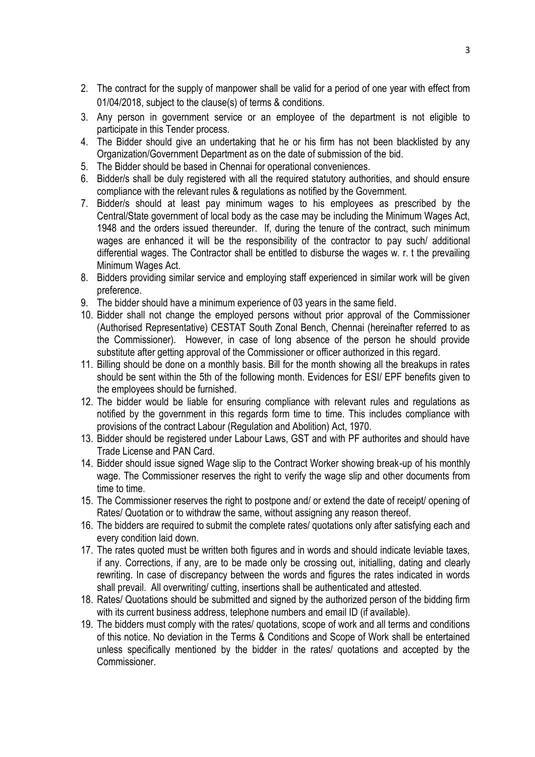2. The contract for the supply of manpower shall be valid for a period of one year with effect from 01/04/2018, subject to the clause(s) of terms & conditions.
3. Any person in government service or an employee of the department is not eligible to participate in this Tender process.
4. The Bidder should give an undertaking that he or his firm has not been blacklisted by any Organization/Government Department as on the date of submission of the bid.
5. The Bidder should be based in Chennai for operational conveniences.
6. Bidder/s shall be duly registered with all the required statutory authorities, and should ensure compliance with the relevant rules & regulations as notified by the Government.
7. Bidder/s should at least pay minimum wages to his employees as prescribed by the Central/State government of local body as the case may be including the Minimum Wages Act, 1948 and the orders issued thereunder. If, during the tenure of the contract, such minimum wages are enhanced it will be the responsibility of the contractor to pay such/ additional differential wages. The Contractor shall be entitled to disburse the wages w. r. t the prevailing Minimum Wages Act.
8. Bidders providing similar service and employing staff experienced in similar work will be given preference.
9. The bidder should have a minimum experience of 03 years in the same field.
10. Bidder shall not change the employed persons without prior approval of the Commissioner (Authorised Representative) CESTAT South Zonal Bench, Chennai (hereinafter referred to as the Commissioner). However, in case of long absence of the person he should provide substitute after getting approval of the Commissioner or officer authorized in this regard.
11. Billing should be done on a monthly basis. Bill for the month showing all the breakups in rates should be sent within the 5th of the following month. Evidences for ESI/ EPF benefits given to the employees should be furnished.
12. The bidder would be liable for ensuring compliance with relevant rules and regulations as notified by the government in this regards form time to time. This includes compliance with provisions of the contract Labour (Regulation and Abolition) Act, 1970.
13. Bidder should be registered under Labour Laws, GST and with PF authorites and should have Trade License and PAN Card.
14. Bidder should issue signed Wage slip to the Contract Worker showing break-up of his monthly wage. The Commissioner reserves the right to verify the wage slip and other documents from time to time.
15. The Commissioner reserves the right to postpone and/ or extend the date of receipt/ opening of Rates/ Quotation or to withdraw the same, without assigning any reason thereof.
16. The bidders are required to submit the complete rates/ quotations only after satisfying each and every condition laid down.
17. The rates quoted must be written both figures and in words and should indicate leviable taxes, if any. Corrections, if any, are to be made only be crossing out, initialling, dating and clearly rewriting. In case of discrepancy between the words and figures the rates indicated in words shall prevail. All overwriting/ cutting, insertions shall be authenticated and attested.
18. Rates/ Quotations should be submitted and signed by the authorized person of the bidding firm with its current business address, telephone numbers and email ID (if available).
19. The bidders must comply with the rates/ quotations, scope of work and all terms and conditions of this notice. No deviation in the Terms & Conditions and Scope of Work shall be entertained unless specifically mentioned by the bidder in the rates/ quotations and accepted by the Commissioner.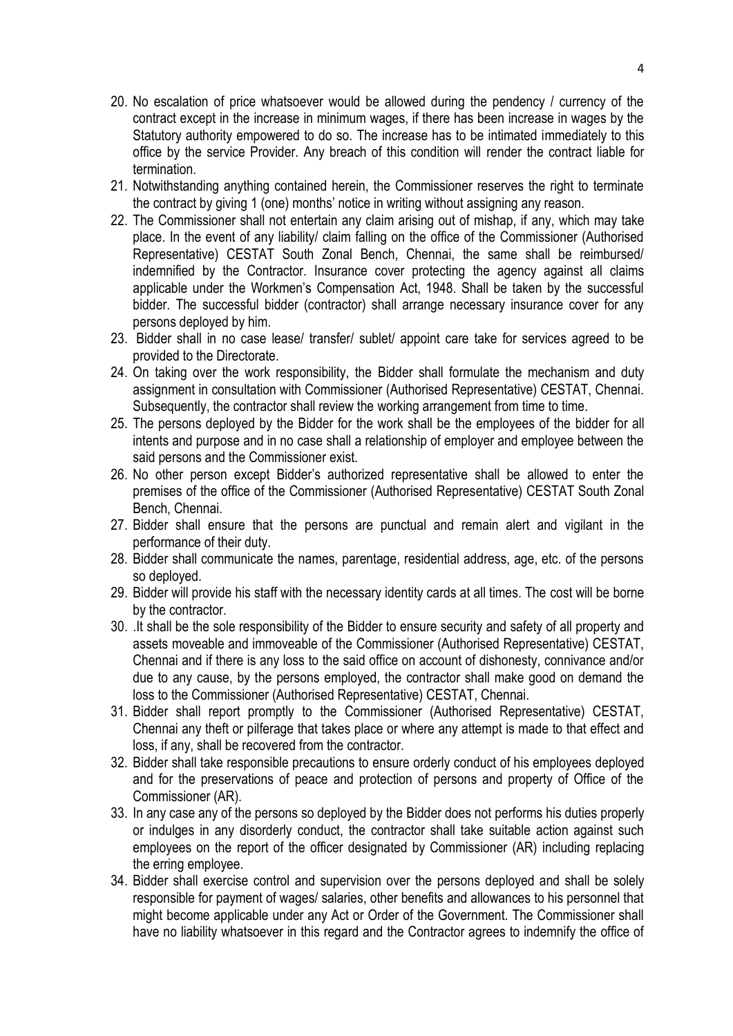20. No escalation of price whatsoever would be allowed during the pendency / currency of the contract except in the increase in minimum wages, if there has been increase in wages by the Statutory authority empowered to do so. The increase has to be intimated immediately to this office by the service Provider. Any breach of this condition will render the contract liable for termination.
21. Notwithstanding anything contained herein, the Commissioner reserves the right to terminate the contract by giving 1 (one) months' notice in writing without assigning any reason.
22. The Commissioner shall not entertain any claim arising out of mishap, if any, which may take place. In the event of any liability/ claim falling on the office of the Commissioner (Authorised Representative) CESTAT South Zonal Bench, Chennai, the same shall be reimbursed/ indemnified by the Contractor. Insurance cover protecting the agency against all claims applicable under the Workmen's Compensation Act, 1948. Shall be taken by the successful bidder. The successful bidder (contractor) shall arrange necessary insurance cover for any persons deployed by him.
23. Bidder shall in no case lease/ transfer/ sublet/ appoint care take for services agreed to be provided to the Directorate.
24. On taking over the work responsibility, the Bidder shall formulate the mechanism and duty assignment in consultation with Commissioner (Authorised Representative) CESTAT, Chennai. Subsequently, the contractor shall review the working arrangement from time to time.
25. The persons deployed by the Bidder for the work shall be the employees of the bidder for all intents and purpose and in no case shall a relationship of employer and employee between the said persons and the Commissioner exist.
26. No other person except Bidder's authorized representative shall be allowed to enter the premises of the office of the Commissioner (Authorised Representative) CESTAT South Zonal Bench, Chennai.
27. Bidder shall ensure that the persons are punctual and remain alert and vigilant in the performance of their duty.
28. Bidder shall communicate the names, parentage, residential address, age, etc. of the persons so deployed.
29. Bidder will provide his staff with the necessary identity cards at all times. The cost will be borne by the contractor.
30. .It shall be the sole responsibility of the Bidder to ensure security and safety of all property and assets moveable and immoveable of the Commissioner (Authorised Representative) CESTAT, Chennai and if there is any loss to the said office on account of dishonesty, connivance and/or due to any cause, by the persons employed, the contractor shall make good on demand the loss to the Commissioner (Authorised Representative) CESTAT, Chennai.
31. Bidder shall report promptly to the Commissioner (Authorised Representative) CESTAT, Chennai any theft or pilferage that takes place or where any attempt is made to that effect and loss, if any, shall be recovered from the contractor.
32. Bidder shall take responsible precautions to ensure orderly conduct of his employees deployed and for the preservations of peace and protection of persons and property of Office of the Commissioner (AR).
33. In any case any of the persons so deployed by the Bidder does not performs his duties properly or indulges in any disorderly conduct, the contractor shall take suitable action against such employees on the report of the officer designated by Commissioner (AR) including replacing the erring employee.
34. Bidder shall exercise control and supervision over the persons deployed and shall be solely responsible for payment of wages/ salaries, other benefits and allowances to his personnel that might become applicable under any Act or Order of the Government. The Commissioner shall have no liability whatsoever in this regard and the Contractor agrees to indemnify the office of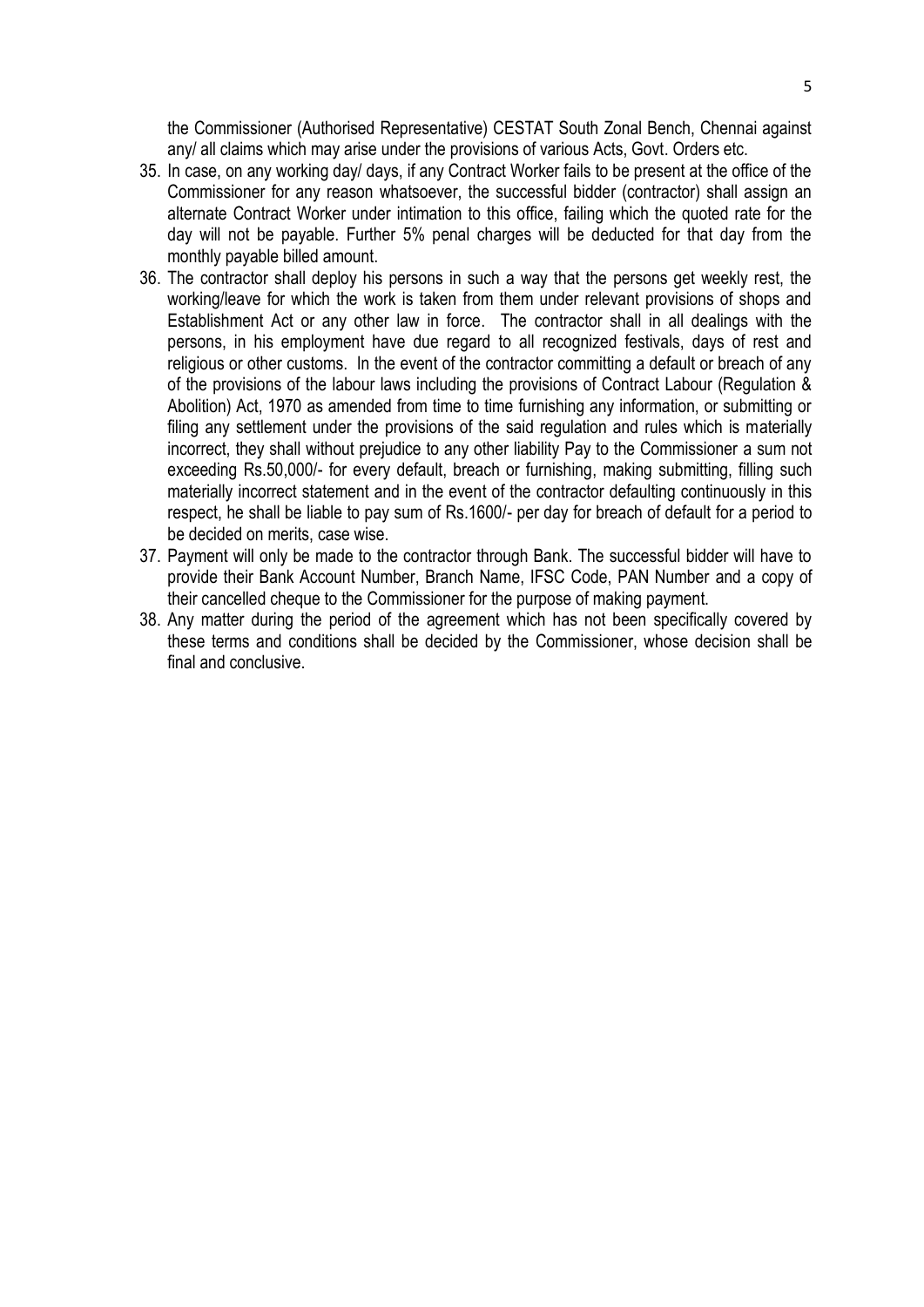the Commissioner (Authorised Representative) CESTAT South Zonal Bench, Chennai against any/ all claims which may arise under the provisions of various Acts, Govt. Orders etc.

35. In case, on any working day/ days, if any Contract Worker fails to be present at the office of the Commissioner for any reason whatsoever, the successful bidder (contractor) shall assign an alternate Contract Worker under intimation to this office, failing which the quoted rate for the day will not be payable. Further 5% penal charges will be deducted for that day from the monthly payable billed amount.
36. The contractor shall deploy his persons in such a way that the persons get weekly rest, the working/leave for which the work is taken from them under relevant provisions of shops and Establishment Act or any other law in force. The contractor shall in all dealings with the persons, in his employment have due regard to all recognized festivals, days of rest and religious or other customs. In the event of the contractor committing a default or breach of any of the provisions of the labour laws including the provisions of Contract Labour (Regulation & Abolition) Act, 1970 as amended from time to time furnishing any information, or submitting or filing any settlement under the provisions of the said regulation and rules which is materially incorrect, they shall without prejudice to any other liability Pay to the Commissioner a sum not exceeding Rs.50,000/- for every default, breach or furnishing, making submitting, filling such materially incorrect statement and in the event of the contractor defaulting continuously in this respect, he shall be liable to pay sum of Rs.1600/- per day for breach of default for a period to be decided on merits, case wise.
37. Payment will only be made to the contractor through Bank. The successful bidder will have to provide their Bank Account Number, Branch Name, IFSC Code, PAN Number and a copy of their cancelled cheque to the Commissioner for the purpose of making payment.
38. Any matter during the period of the agreement which has not been specifically covered by these terms and conditions shall be decided by the Commissioner, whose decision shall be final and conclusive.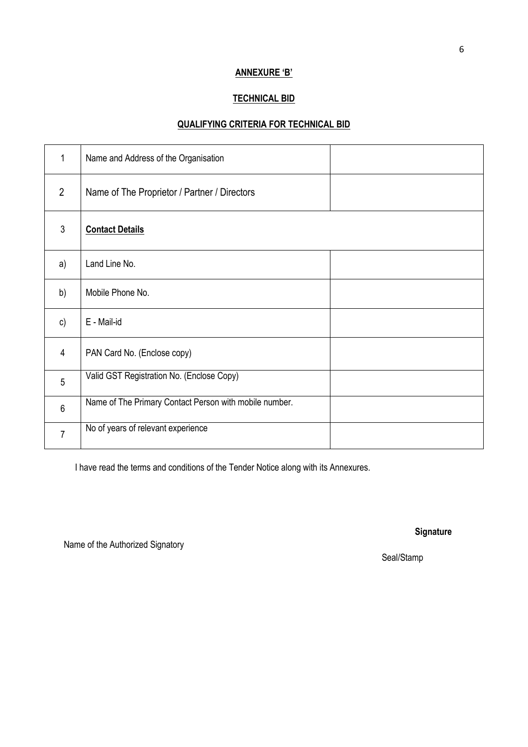**ANNEXURE 'B'**

**TECHNICAL BID**

**QUALIFYING CRITERIA FOR TECHNICAL BID**

| | | |
|---|---|---|
| 1 | Name and Address of the Organisation | |
| 2 | Name of The Proprietor / Partner / Directors | |
| 3 | **Contact Details** | |
| a) | Land Line No. | |
| b) | Mobile Phone No. | |
| c) | E - Mail-id | |
| 4 | PAN Card No. (Enclose copy) | |
| 5 | Valid GST Registration No. (Enclose Copy) | |
| 6 | Name of The Primary Contact Person with mobile number. | |
| 7 | No of years of relevant experience | |

I have read the terms and conditions of the Tender Notice along with its Annexures.

**Signature**

Name of the Authorized Signatory

Seal/Stamp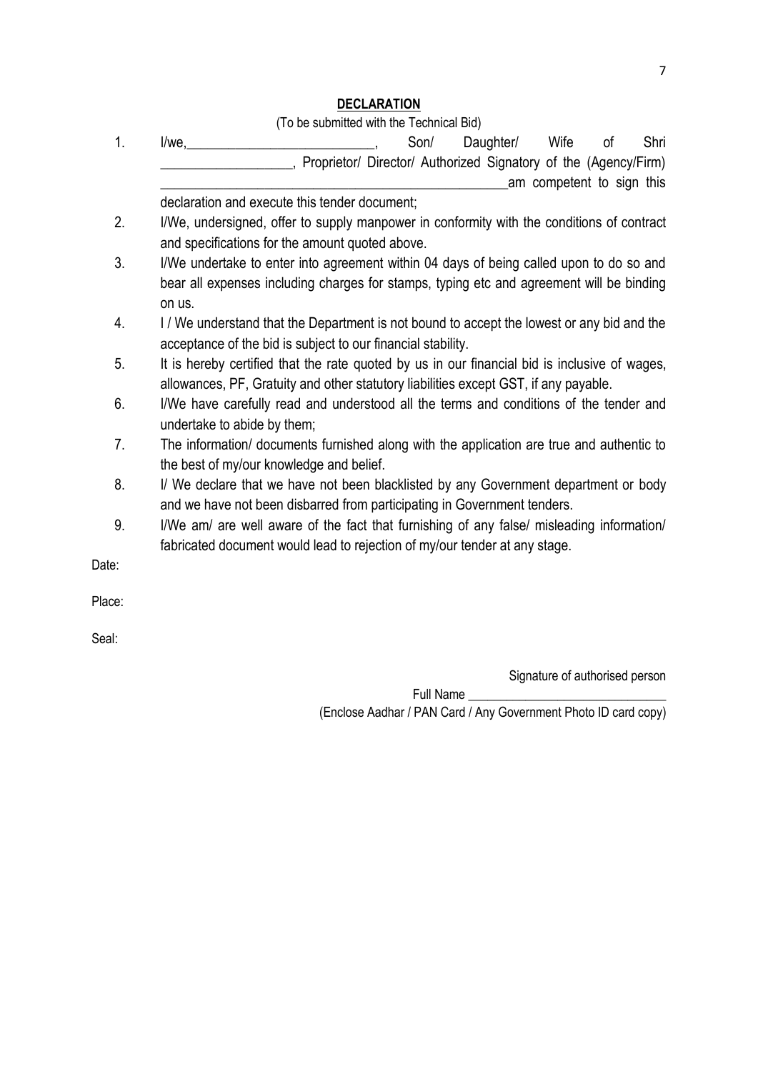**DECLARATION**

(To be submitted with the Technical Bid)

1. I/we,___________________________, Son/ Daughter/ Wife of Shri ___________________, Proprietor/ Director/ Authorized Signatory of the (Agency/Firm) ____________________________________________________am competent to sign this declaration and execute this tender document;
2. I/We, undersigned, offer to supply manpower in conformity with the conditions of contract and specifications for the amount quoted above.
3. I/We undertake to enter into agreement within 04 days of being called upon to do so and bear all expenses including charges for stamps, typing etc and agreement will be binding on us.
4. I / We understand that the Department is not bound to accept the lowest or any bid and the acceptance of the bid is subject to our financial stability.
5. It is hereby certified that the rate quoted by us in our financial bid is inclusive of wages, allowances, PF, Gratuity and other statutory liabilities except GST, if any payable.
6. I/We have carefully read and understood all the terms and conditions of the tender and undertake to abide by them;
7. The information/ documents furnished along with the application are true and authentic to the best of my/our knowledge and belief.
8. I/ We declare that we have not been blacklisted by any Government department or body and we have not been disbarred from participating in Government tenders.
9. I/We am/ are well aware of the fact that furnishing of any false/ misleading information/ fabricated document would lead to rejection of my/our tender at any stage.

Date:

Place:

Seal:

Signature of authorised person

Full Name _______________________________

(Enclose Aadhar / PAN Card / Any Government Photo ID card copy)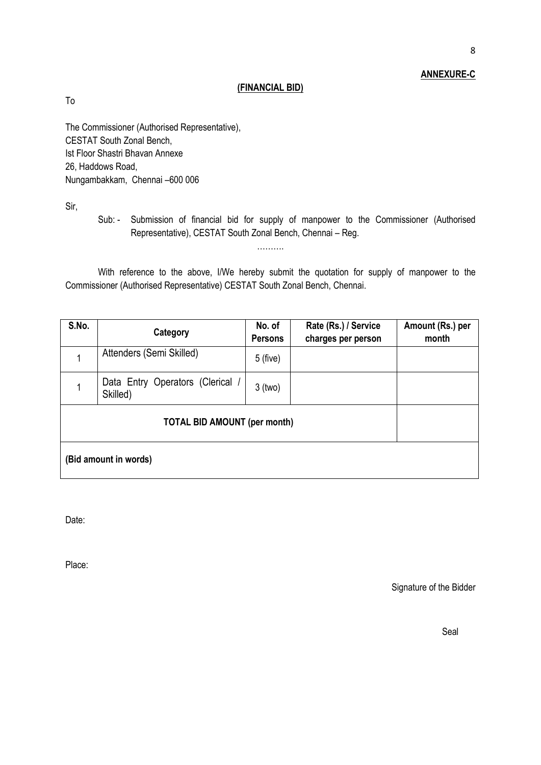**ANNEXURE-C**

**(FINANCIAL BID)**

To

The Commissioner (Authorised Representative),
CESTAT South Zonal Bench,
Ist Floor Shastri Bhavan Annexe
26, Haddows Road,
Nungambakkam, Chennai –600 006

Sir,

Sub: - Submission of financial bid for supply of manpower to the Commissioner (Authorised Representative), CESTAT South Zonal Bench, Chennai – Reg.

……….

With reference to the above, I/We hereby submit the quotation for supply of manpower to the Commissioner (Authorised Representative) CESTAT South Zonal Bench, Chennai.

| S.No. | Category | No. of Persons | Rate (Rs.) / Service charges per person | Amount (Rs.) per month |
|---|---|---|---|---|
| 1 | Attenders (Semi Skilled) | 5 (five) | | |
| 1 | Data Entry Operators (Clerical / Skilled) | 3 (two) | | |
| **TOTAL BID AMOUNT (per month)** | | | | |
| **(Bid amount in words)** | | | | |

Date:

Place:

Signature of the Bidder

Seal